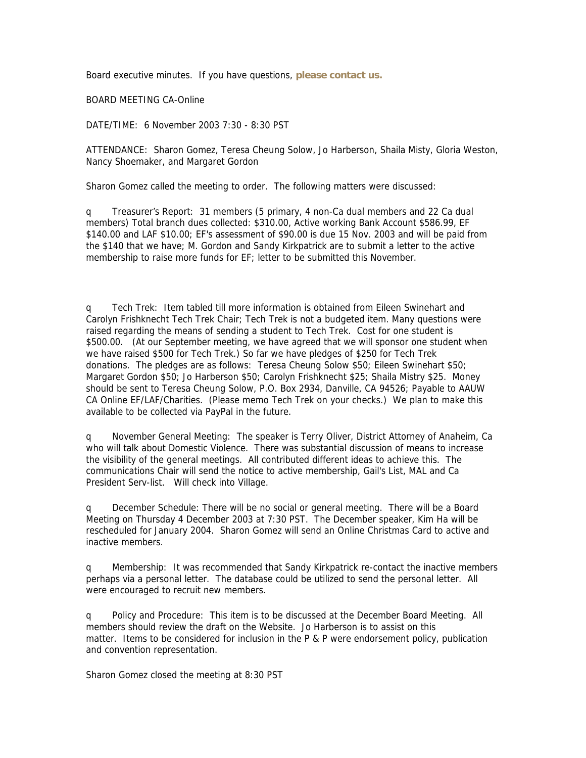Board executive minutes. If you have questions, **please contact us.**

BOARD MEETING CA-Online

DATE/TIME: 6 November 2003 7:30 - 8:30 PST

ATTENDANCE: Sharon Gomez, Teresa Cheung Solow, Jo Harberson, Shaila Misty, Gloria Weston, Nancy Shoemaker, and Margaret Gordon

Sharon Gomez called the meeting to order. The following matters were discussed:

- Treasurer's Report: 31 members (5 primary, 4 non-Ca dual members and 22 Ca dual members) Total branch dues collected: $310.00, Active working Bank Account $586.99, EF $140.00 and LAF $10.00; EF's assessment of $90.00 is due 15 Nov. 2003 and will be paid from the $140 that we have; M. Gordon and Sandy Kirkpatrick are to submit a letter to the active membership to raise more funds for EF; letter to be submitted this November.

- Tech Trek: Item tabled till more information is obtained from Eileen Swinehart and Carolyn Frishknecht Tech Trek Chair; Tech Trek is not a budgeted item. Many questions were raised regarding the means of sending a student to Tech Trek. Cost for one student is $500.00. (At our September meeting, we have agreed that we will sponsor one student when we have raised $500 for Tech Trek.) So far we have pledges of $250 for Tech Trek donations. The pledges are as follows: Teresa Cheung Solow $50; Eileen Swinehart $50; Margaret Gordon $50; Jo Harberson $50; Carolyn Frishknecht $25; Shaila Mistry $25. Money should be sent to Teresa Cheung Solow, P.O. Box 2934, Danville, CA 94526; Payable to AAUW CA Online EF/LAF/Charities. (Please memo Tech Trek on your checks.) We plan to make this available to be collected via PayPal in the future.

- November General Meeting: The speaker is Terry Oliver, District Attorney of Anaheim, Ca who will talk about Domestic Violence. There was substantial discussion of means to increase the visibility of the general meetings. All contributed different ideas to achieve this. The communications Chair will send the notice to active membership, Gail's List, MAL and Ca President Serv-list. Will check into Village.

- December Schedule: There will be no social or general meeting. There will be a Board Meeting on Thursday 4 December 2003 at 7:30 PST. The December speaker, Kim Ha will be rescheduled for January 2004. Sharon Gomez will send an Online Christmas Card to active and inactive members.

- Membership: It was recommended that Sandy Kirkpatrick re-contact the inactive members perhaps via a personal letter. The database could be utilized to send the personal letter. All were encouraged to recruit new members.

- Policy and Procedure: This item is to be discussed at the December Board Meeting. All members should review the draft on the Website. Jo Harberson is to assist on this matter. Items to be considered for inclusion in the P & P were endorsement policy, publication and convention representation.

Sharon Gomez closed the meeting at 8:30 PST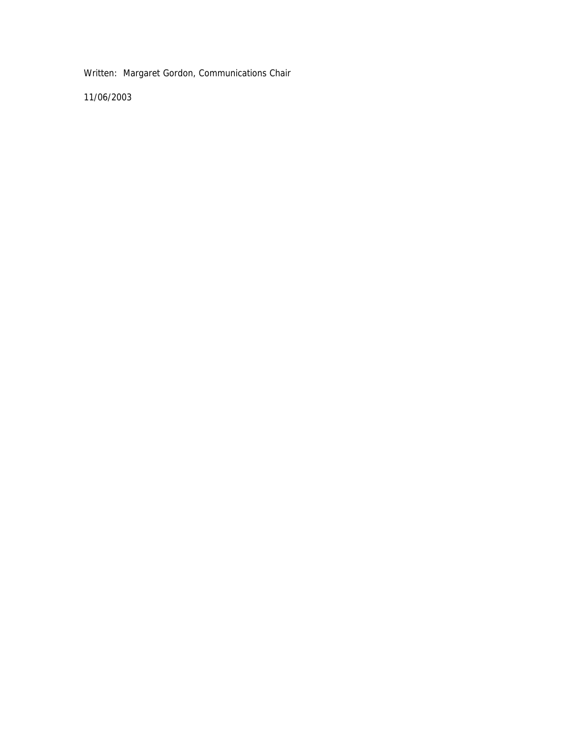Written: Margaret Gordon, Communications Chair

11/06/2003